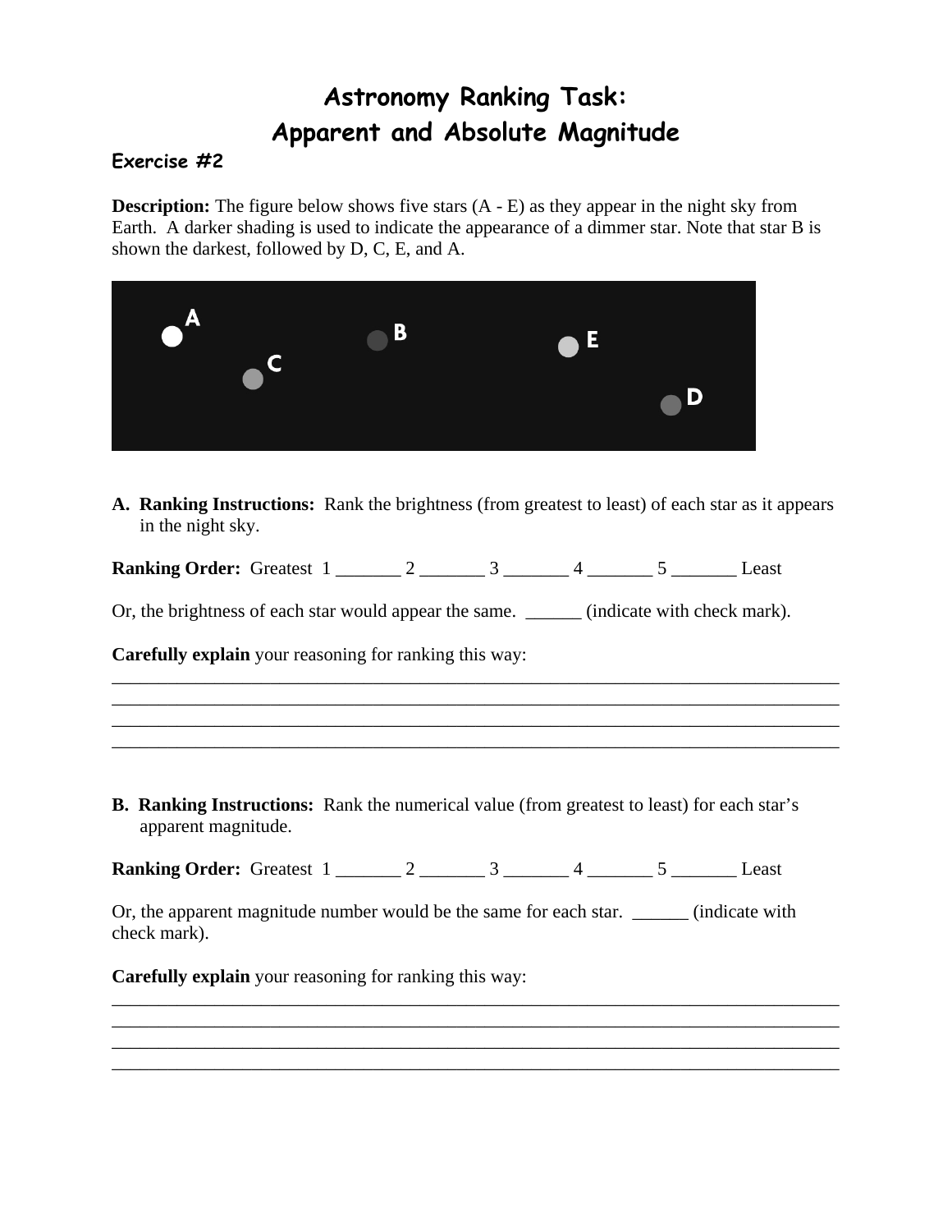# Astronomy Ranking Task: Apparent and Absolute Magnitude

### Exercise #2

**Description:** The figure below shows five stars (A - E) as they appear in the night sky from Earth. A darker shading is used to indicate the appearance of a dimmer star. Note that star B is shown the darkest, followed by D, C, E, and A.

**A. Ranking Instructions:** Rank the brightness (from greatest to least) of each star as it appears in the night sky.

**Ranking Order:** Greatest 1 _______ 2 _______ 3 _______ 4 _______ 5 _______ Least

Or, the brightness of each star would appear the same. ______ (indicate with check mark).

**Carefully explain** your reasoning for ranking this way:

________________________________________________________________________________
________________________________________________________________________________
________________________________________________________________________________
________________________________________________________________________________

**B. Ranking Instructions:** Rank the numerical value (from greatest to least) for each star's apparent magnitude.

**Ranking Order:** Greatest 1 _______ 2 _______ 3 _______ 4 _______ 5 _______ Least

Or, the apparent magnitude number would be the same for each star. ______ (indicate with check mark).

**Carefully explain** your reasoning for ranking this way:

________________________________________________________________________________
________________________________________________________________________________
________________________________________________________________________________
________________________________________________________________________________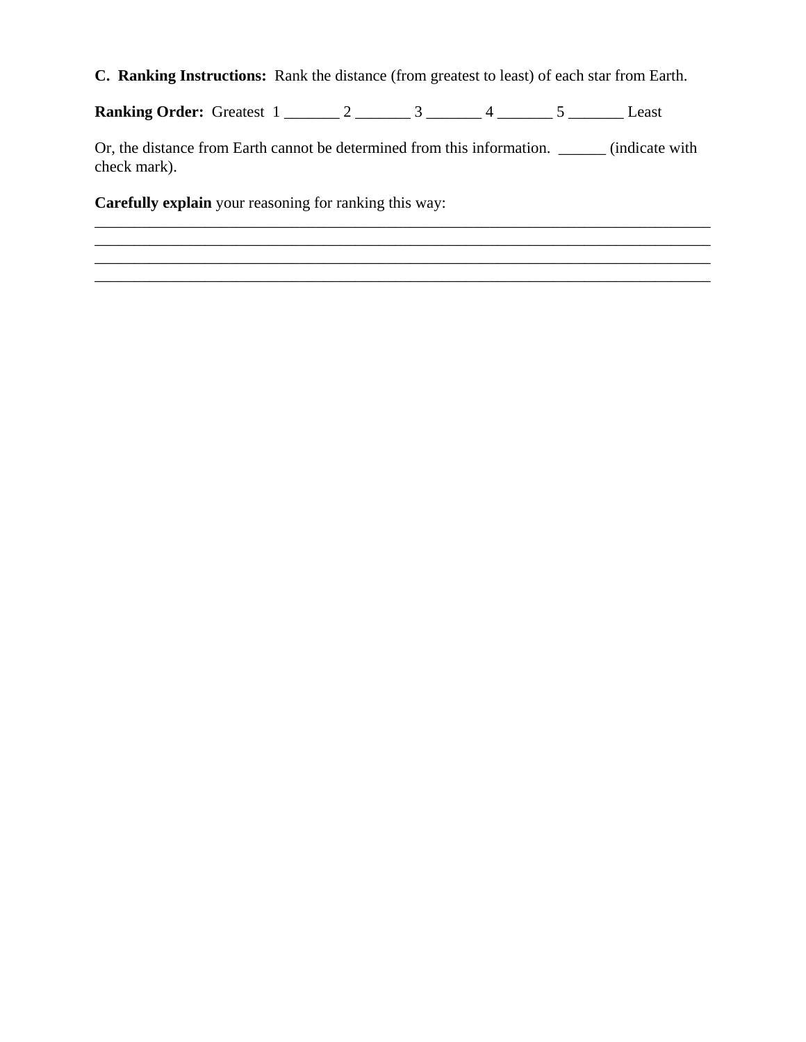**C. Ranking Instructions:** Rank the distance (from greatest to least) of each star from Earth.

**Ranking Order:** Greatest 1 _______ 2 _______ 3 _______ 4 _______ 5 _______ Least

Or, the distance from Earth cannot be determined from this information. ______ (indicate with check mark).

**Carefully explain** your reasoning for ranking this way:
_________________________________________________________________________________
_________________________________________________________________________________
_________________________________________________________________________________
_________________________________________________________________________________